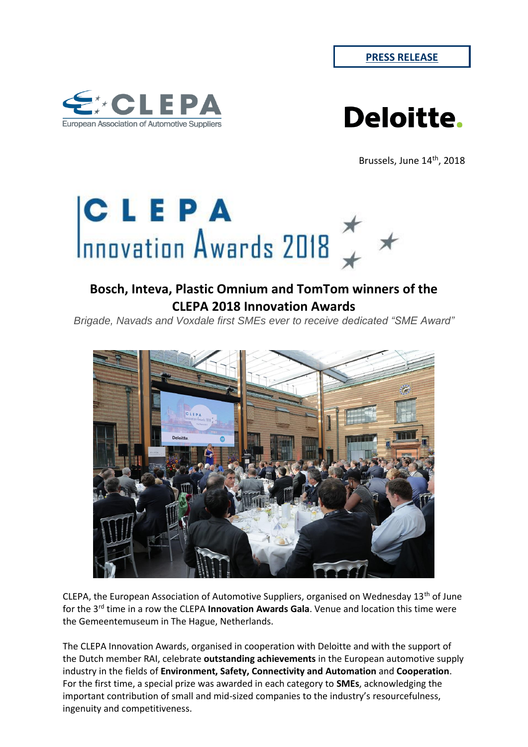**PRESS RELEASE**

Brussels, June 14th, 2018

# CLEPA Innovation Awards 2018

## Bosch, Inteva, Plastic Omnium and TomTom winners of the CLEPA 2018 Innovation Awards

*Brigade, Navads and Voxdale first SMEs ever to receive dedicated "SME Award"*

CLEPA, the European Association of Automotive Suppliers, organised on Wednesday 13th of June for the 3rd time in a row the CLEPA **Innovation Awards Gala**. Venue and location this time were the Gemeentemuseum in The Hague, Netherlands.

The CLEPA Innovation Awards, organised in cooperation with Deloitte and with the support of the Dutch member RAI, celebrate **outstanding achievements** in the European automotive supply industry in the fields of **Environment, Safety, Connectivity and Automation** and **Cooperation**. For the first time, a special prize was awarded in each category to **SMEs**, acknowledging the important contribution of small and mid-sized companies to the industry's resourcefulness, ingenuity and competitiveness.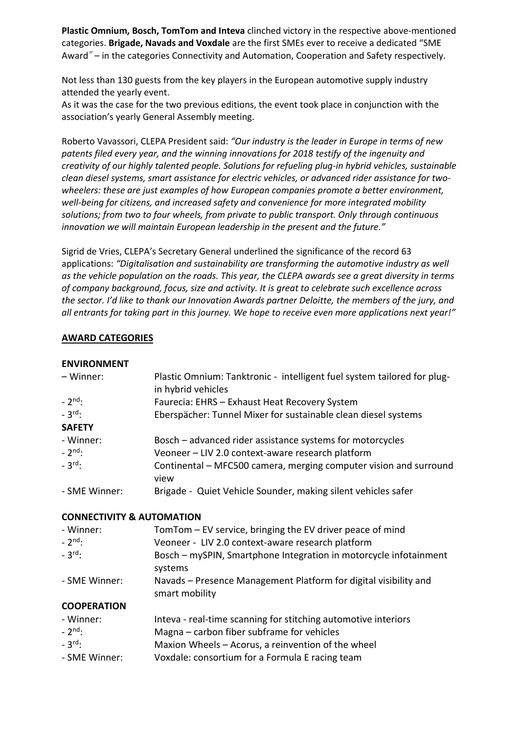**Plastic Omnium, Bosch, TomTom and Inteva** clinched victory in the respective above-mentioned categories. **Brigade, Navads and Voxdale** are the first SMEs ever to receive a dedicated "SME Award" – in the categories Connectivity and Automation, Cooperation and Safety respectively.

Not less than 130 guests from the key players in the European automotive supply industry attended the yearly event.

As it was the case for the two previous editions, the event took place in conjunction with the association's yearly General Assembly meeting.

Roberto Vavassori, CLEPA President said: *"Our industry is the leader in Europe in terms of new patents filed every year, and the winning innovations for 2018 testify of the ingenuity and creativity of our highly talented people. Solutions for refueling plug-in hybrid vehicles, sustainable clean diesel systems, smart assistance for electric vehicles, or advanced rider assistance for two-wheelers: these are just examples of how European companies promote a better environment, well-being for citizens, and increased safety and convenience for more integrated mobility solutions; from two to four wheels, from private to public transport. Only through continuous innovation we will maintain European leadership in the present and the future."*

Sigrid de Vries, CLEPA's Secretary General underlined the significance of the record 63 applications: *"Digitalisation and sustainability are transforming the automotive industry as well as the vehicle population on the roads. This year, the CLEPA awards see a great diversity in terms of company background, focus, size and activity. It is great to celebrate such excellence across the sector. I'd like to thank our Innovation Awards partner Deloitte, the members of the jury, and all entrants for taking part in this journey. We hope to receive even more applications next year!"*

**<u>AWARD CATEGORIES</u>**

**ENVIRONMENT**

| | |
|---|---|
| – Winner: | Plastic Omnium: Tanktronic - intelligent fuel system tailored for plug-in hybrid vehicles |
| - 2nd: | Faurecia: EHRS – Exhaust Heat Recovery System |
| - 3rd: | Eberspächer: Tunnel Mixer for sustainable clean diesel systems |

**SAFETY**

| | |
|---|---|
| - Winner: | Bosch – advanced rider assistance systems for motorcycles |
| - 2nd: | Veoneer – LIV 2.0 context-aware research platform |
| - 3rd: | Continental – MFC500 camera, merging computer vision and surround view |
| - SME Winner: | Brigade - Quiet Vehicle Sounder, making silent vehicles safer |

**CONNECTIVITY & AUTOMATION**

| | |
|---|---|
| - Winner: | TomTom – EV service, bringing the EV driver peace of mind |
| - 2nd: | Veoneer - LIV 2.0 context-aware research platform |
| - 3rd: | Bosch – mySPIN, Smartphone Integration in motorcycle infotainment systems |
| - SME Winner: | Navads – Presence Management Platform for digital visibility and smart mobility |

**COOPERATION**

| | |
|---|---|
| - Winner: | Inteva - real-time scanning for stitching automotive interiors |
| - 2nd: | Magna – carbon fiber subframe for vehicles |
| - 3rd: | Maxion Wheels – Acorus, a reinvention of the wheel |
| - SME Winner: | Voxdale: consortium for a Formula E racing team |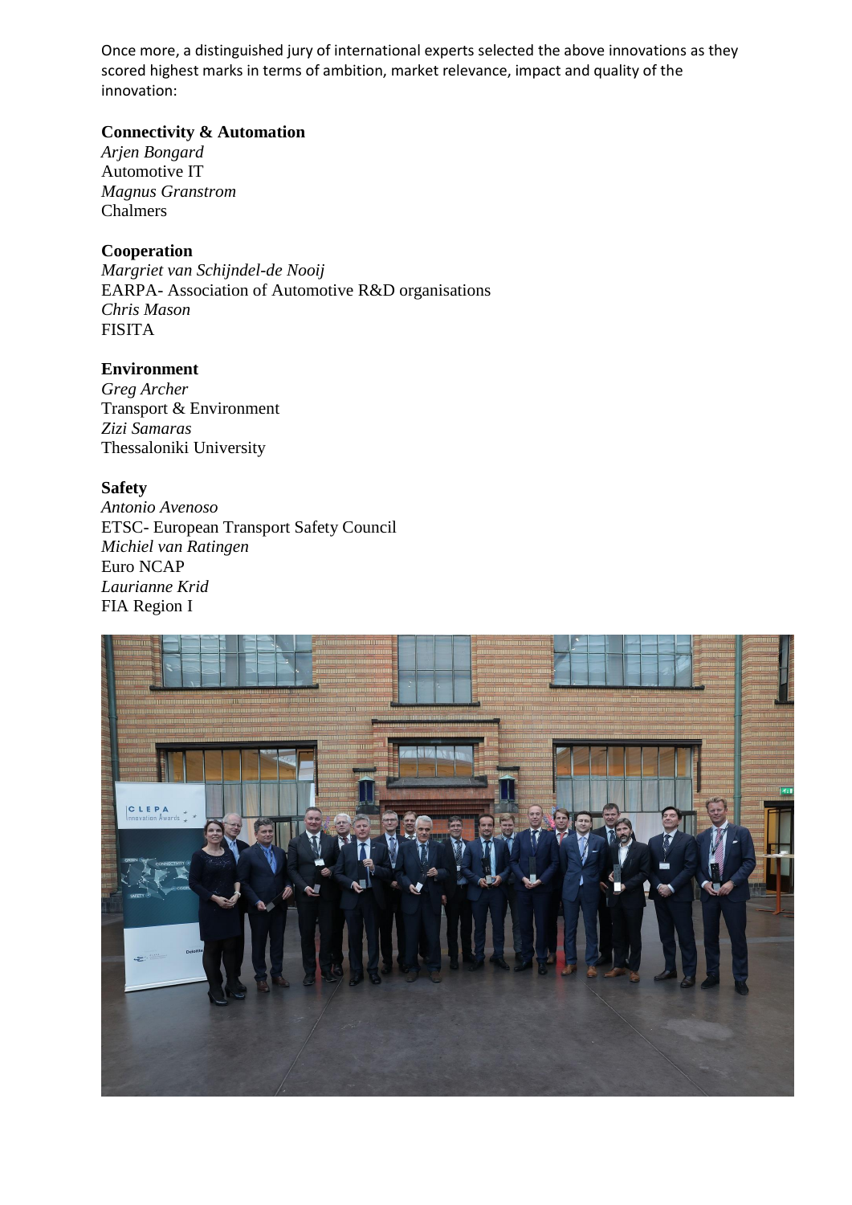Once more, a distinguished jury of international experts selected the above innovations as they scored highest marks in terms of ambition, market relevance, impact and quality of the innovation:

**Connectivity & Automation**
*Arjen Bongard*
Automotive IT
*Magnus Granstrom*
Chalmers

**Cooperation**
*Margriet van Schijndel-de Nooij*
EARPA- Association of Automotive R&D organisations
*Chris Mason*
FISITA

**Environment**
*Greg Archer*
Transport & Environment
*Zizi Samaras*
Thessaloniki University

**Safety**
*Antonio Avenoso*
ETSC- European Transport Safety Council
*Michiel van Ratingen*
Euro NCAP
*Laurianne Krid*
FIA Region I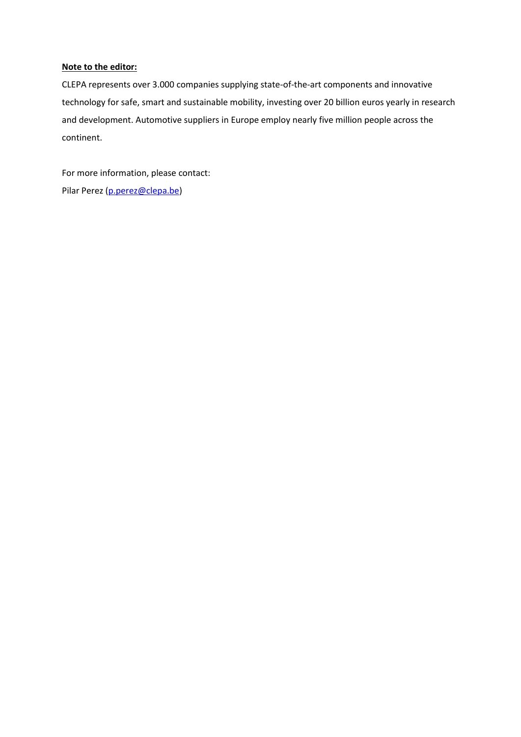**Note to the editor:**

CLEPA represents over 3.000 companies supplying state-of-the-art components and innovative technology for safe, smart and sustainable mobility, investing over 20 billion euros yearly in research and development. Automotive suppliers in Europe employ nearly five million people across the continent.

For more information, please contact:
Pilar Perez (p.perez@clepa.be)